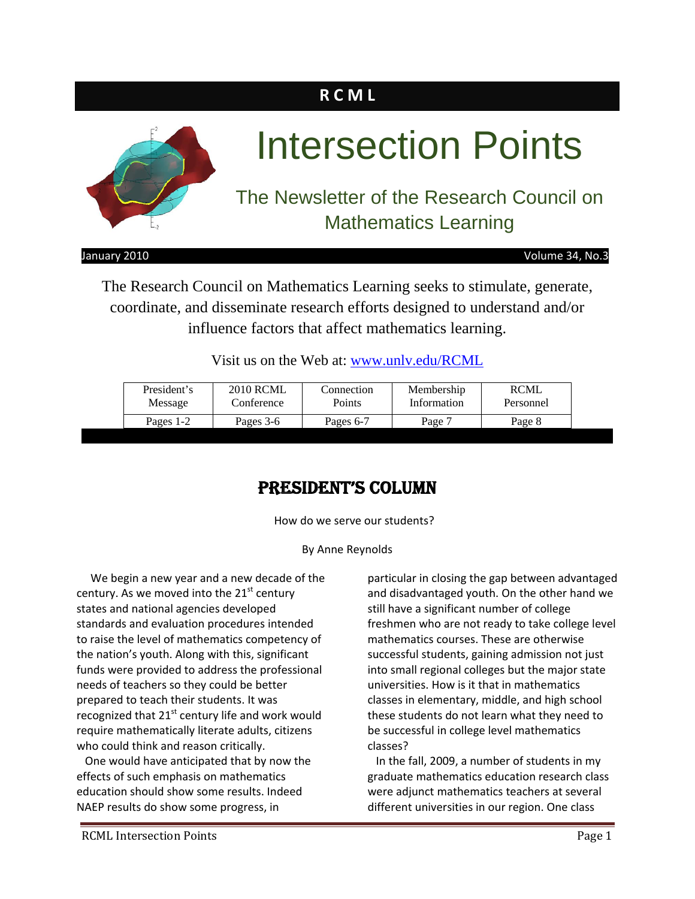**R C M L**

# Intersection Points

## The Newsletter of the Research Council on Mathematics Learning

January 2010 — Volume 34, No.3

The Research Council on Mathematics Learning seeks to stimulate, generate, coordinate, and disseminate research efforts designed to understand and/or influence factors that affect mathematics learning.

Visit us on the Web at: [www.unlv.edu/RCML](http://www.unlv.edu/RCML)

| President's Message | 2010 RCML Conference | Connection Points | Membership Information | RCML Personnel |
|---|---|---|---|---|
| Pages 1-2 | Pages 3-6 | Pages 6-7 | Page 7 | Page 8 |

## PRESIDENT'S COLUMN

How do we serve our students?

By Anne Reynolds

We begin a new year and a new decade of the century. As we moved into the 21st century states and national agencies developed standards and evaluation procedures intended to raise the level of mathematics competency of the nation's youth. Along with this, significant funds were provided to address the professional needs of teachers so they could be better prepared to teach their students. It was recognized that 21st century life and work would require mathematically literate adults, citizens who could think and reason critically.

One would have anticipated that by now the effects of such emphasis on mathematics education should show some results. Indeed NAEP results do show some progress, in particular in closing the gap between advantaged and disadvantaged youth. On the other hand we still have a significant number of college freshmen who are not ready to take college level mathematics courses. These are otherwise successful students, gaining admission not just into small regional colleges but the major state universities. How is it that in mathematics classes in elementary, middle, and high school these students do not learn what they need to be successful in college level mathematics classes?

In the fall, 2009, a number of students in my graduate mathematics education research class were adjunct mathematics teachers at several different universities in our region. One class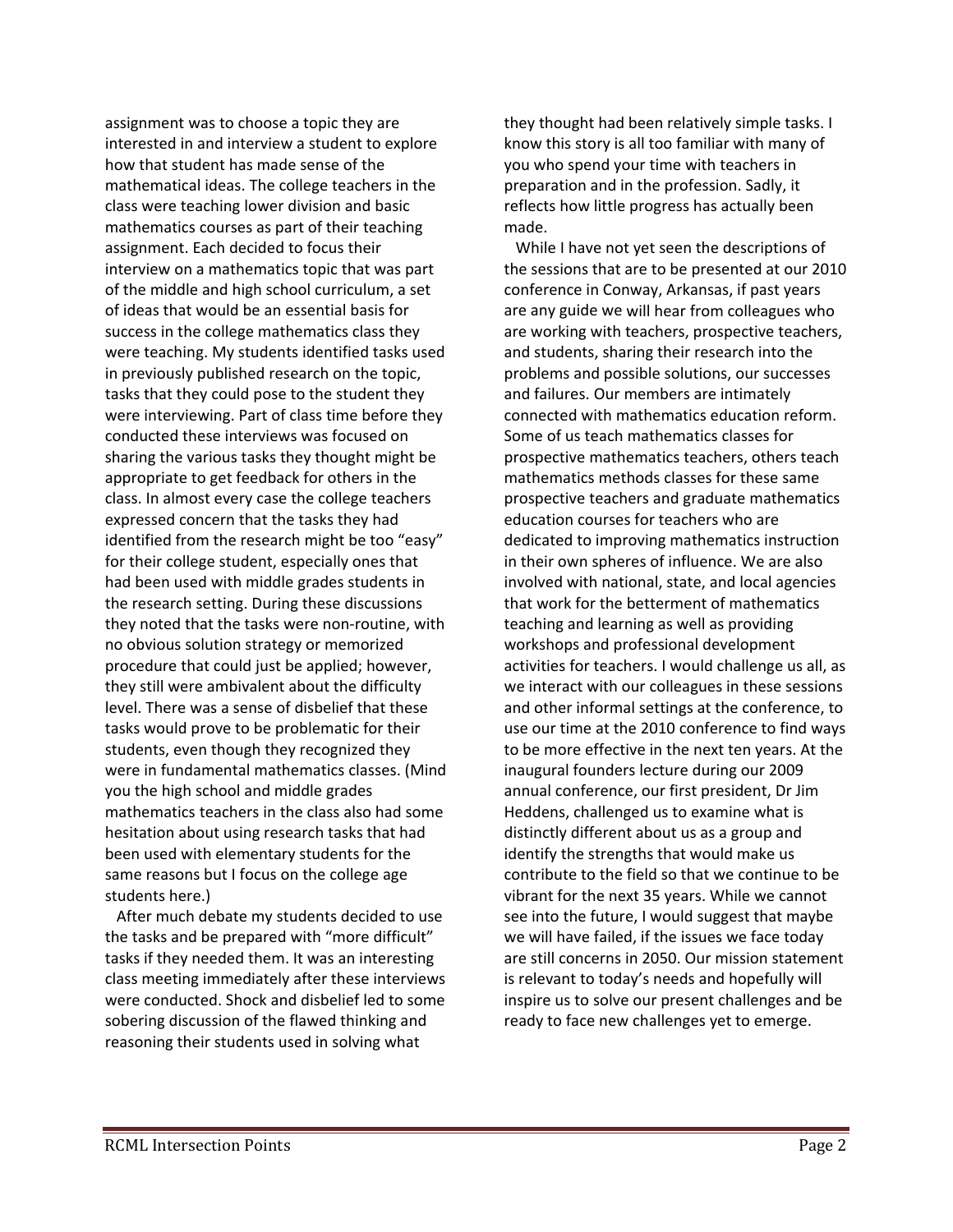assignment was to choose a topic they are interested in and interview a student to explore how that student has made sense of the mathematical ideas. The college teachers in the class were teaching lower division and basic mathematics courses as part of their teaching assignment. Each decided to focus their interview on a mathematics topic that was part of the middle and high school curriculum, a set of ideas that would be an essential basis for success in the college mathematics class they were teaching. My students identified tasks used in previously published research on the topic, tasks that they could pose to the student they were interviewing. Part of class time before they conducted these interviews was focused on sharing the various tasks they thought might be appropriate to get feedback for others in the class. In almost every case the college teachers expressed concern that the tasks they had identified from the research might be too "easy" for their college student, especially ones that had been used with middle grades students in the research setting. During these discussions they noted that the tasks were non-routine, with no obvious solution strategy or memorized procedure that could just be applied; however, they still were ambivalent about the difficulty level. There was a sense of disbelief that these tasks would prove to be problematic for their students, even though they recognized they were in fundamental mathematics classes. (Mind you the high school and middle grades mathematics teachers in the class also had some hesitation about using research tasks that had been used with elementary students for the same reasons but I focus on the college age students here.)

After much debate my students decided to use the tasks and be prepared with "more difficult" tasks if they needed them. It was an interesting class meeting immediately after these interviews were conducted. Shock and disbelief led to some sobering discussion of the flawed thinking and reasoning their students used in solving what they thought had been relatively simple tasks. I know this story is all too familiar with many of you who spend your time with teachers in preparation and in the profession. Sadly, it reflects how little progress has actually been made.

While I have not yet seen the descriptions of the sessions that are to be presented at our 2010 conference in Conway, Arkansas, if past years are any guide we will hear from colleagues who are working with teachers, prospective teachers, and students, sharing their research into the problems and possible solutions, our successes and failures. Our members are intimately connected with mathematics education reform. Some of us teach mathematics classes for prospective mathematics teachers, others teach mathematics methods classes for these same prospective teachers and graduate mathematics education courses for teachers who are dedicated to improving mathematics instruction in their own spheres of influence. We are also involved with national, state, and local agencies that work for the betterment of mathematics teaching and learning as well as providing workshops and professional development activities for teachers. I would challenge us all, as we interact with our colleagues in these sessions and other informal settings at the conference, to use our time at the 2010 conference to find ways to be more effective in the next ten years. At the inaugural founders lecture during our 2009 annual conference, our first president, Dr Jim Heddens, challenged us to examine what is distinctly different about us as a group and identify the strengths that would make us contribute to the field so that we continue to be vibrant for the next 35 years. While we cannot see into the future, I would suggest that maybe we will have failed, if the issues we face today are still concerns in 2050. Our mission statement is relevant to today's needs and hopefully will inspire us to solve our present challenges and be ready to face new challenges yet to emerge.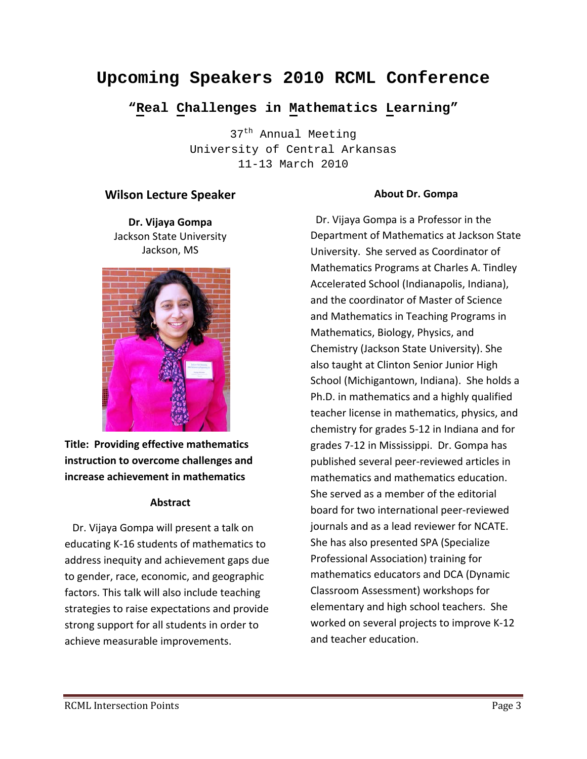# Upcoming Speakers 2010 RCML Conference

## "Real Challenges in Mathematics Learning"

37th Annual Meeting
University of Central Arkansas
11-13 March 2010

### Wilson Lecture Speaker

**Dr. Vijaya Gompa**
Jackson State University
Jackson, MS

**Title: Providing effective mathematics instruction to overcome challenges and increase achievement in mathematics**

#### Abstract

Dr. Vijaya Gompa will present a talk on educating K-16 students of mathematics to address inequity and achievement gaps due to gender, race, economic, and geographic factors. This talk will also include teaching strategies to raise expectations and provide strong support for all students in order to achieve measurable improvements.

#### About Dr. Gompa

Dr. Vijaya Gompa is a Professor in the Department of Mathematics at Jackson State University. She served as Coordinator of Mathematics Programs at Charles A. Tindley Accelerated School (Indianapolis, Indiana), and the coordinator of Master of Science and Mathematics in Teaching Programs in Mathematics, Biology, Physics, and Chemistry (Jackson State University). She also taught at Clinton Senior Junior High School (Michigantown, Indiana). She holds a Ph.D. in mathematics and a highly qualified teacher license in mathematics, physics, and chemistry for grades 5-12 in Indiana and for grades 7-12 in Mississippi. Dr. Gompa has published several peer-reviewed articles in mathematics and mathematics education. She served as a member of the editorial board for two international peer-reviewed journals and as a lead reviewer for NCATE. She has also presented SPA (Specialize Professional Association) training for mathematics educators and DCA (Dynamic Classroom Assessment) workshops for elementary and high school teachers. She worked on several projects to improve K-12 and teacher education.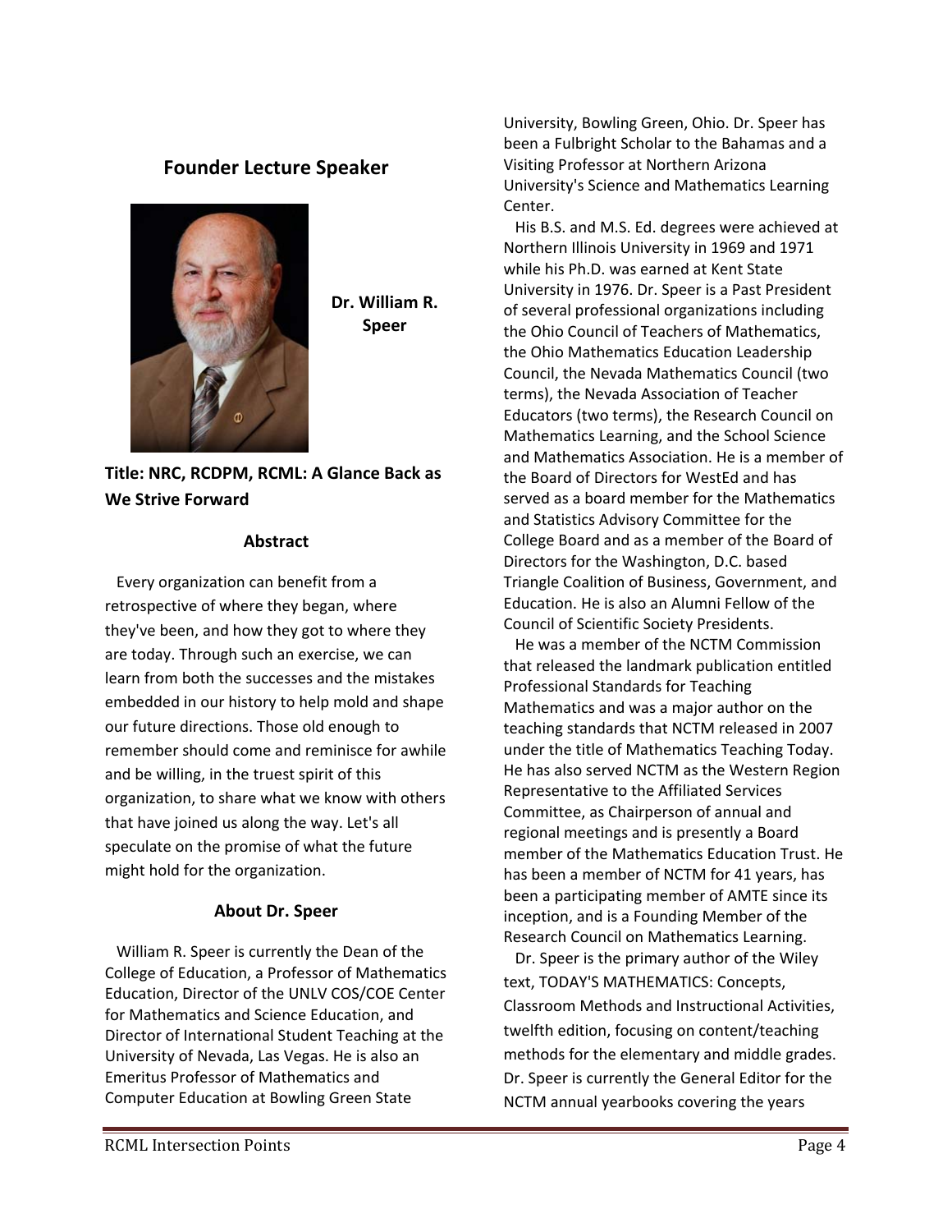## Founder Lecture Speaker

**Dr. William R. Speer**

**Title: NRC, RCDPM, RCML: A Glance Back as We Strive Forward**

### Abstract

Every organization can benefit from a retrospective of where they began, where they've been, and how they got to where they are today. Through such an exercise, we can learn from both the successes and the mistakes embedded in our history to help mold and shape our future directions. Those old enough to remember should come and reminisce for awhile and be willing, in the truest spirit of this organization, to share what we know with others that have joined us along the way. Let's all speculate on the promise of what the future might hold for the organization.

### About Dr. Speer

William R. Speer is currently the Dean of the College of Education, a Professor of Mathematics Education, Director of the UNLV COS/COE Center for Mathematics and Science Education, and Director of International Student Teaching at the University of Nevada, Las Vegas. He is also an Emeritus Professor of Mathematics and Computer Education at Bowling Green State University, Bowling Green, Ohio. Dr. Speer has been a Fulbright Scholar to the Bahamas and a Visiting Professor at Northern Arizona University's Science and Mathematics Learning Center.

His B.S. and M.S. Ed. degrees were achieved at Northern Illinois University in 1969 and 1971 while his Ph.D. was earned at Kent State University in 1976. Dr. Speer is a Past President of several professional organizations including the Ohio Council of Teachers of Mathematics, the Ohio Mathematics Education Leadership Council, the Nevada Mathematics Council (two terms), the Nevada Association of Teacher Educators (two terms), the Research Council on Mathematics Learning, and the School Science and Mathematics Association. He is a member of the Board of Directors for WestEd and has served as a board member for the Mathematics and Statistics Advisory Committee for the College Board and as a member of the Board of Directors for the Washington, D.C. based Triangle Coalition of Business, Government, and Education. He is also an Alumni Fellow of the Council of Scientific Society Presidents.

He was a member of the NCTM Commission that released the landmark publication entitled Professional Standards for Teaching Mathematics and was a major author on the teaching standards that NCTM released in 2007 under the title of Mathematics Teaching Today. He has also served NCTM as the Western Region Representative to the Affiliated Services Committee, as Chairperson of annual and regional meetings and is presently a Board member of the Mathematics Education Trust. He has been a member of NCTM for 41 years, has been a participating member of AMTE since its inception, and is a Founding Member of the Research Council on Mathematics Learning.

Dr. Speer is the primary author of the Wiley text, TODAY'S MATHEMATICS: Concepts, Classroom Methods and Instructional Activities, twelfth edition, focusing on content/teaching methods for the elementary and middle grades. Dr. Speer is currently the General Editor for the NCTM annual yearbooks covering the years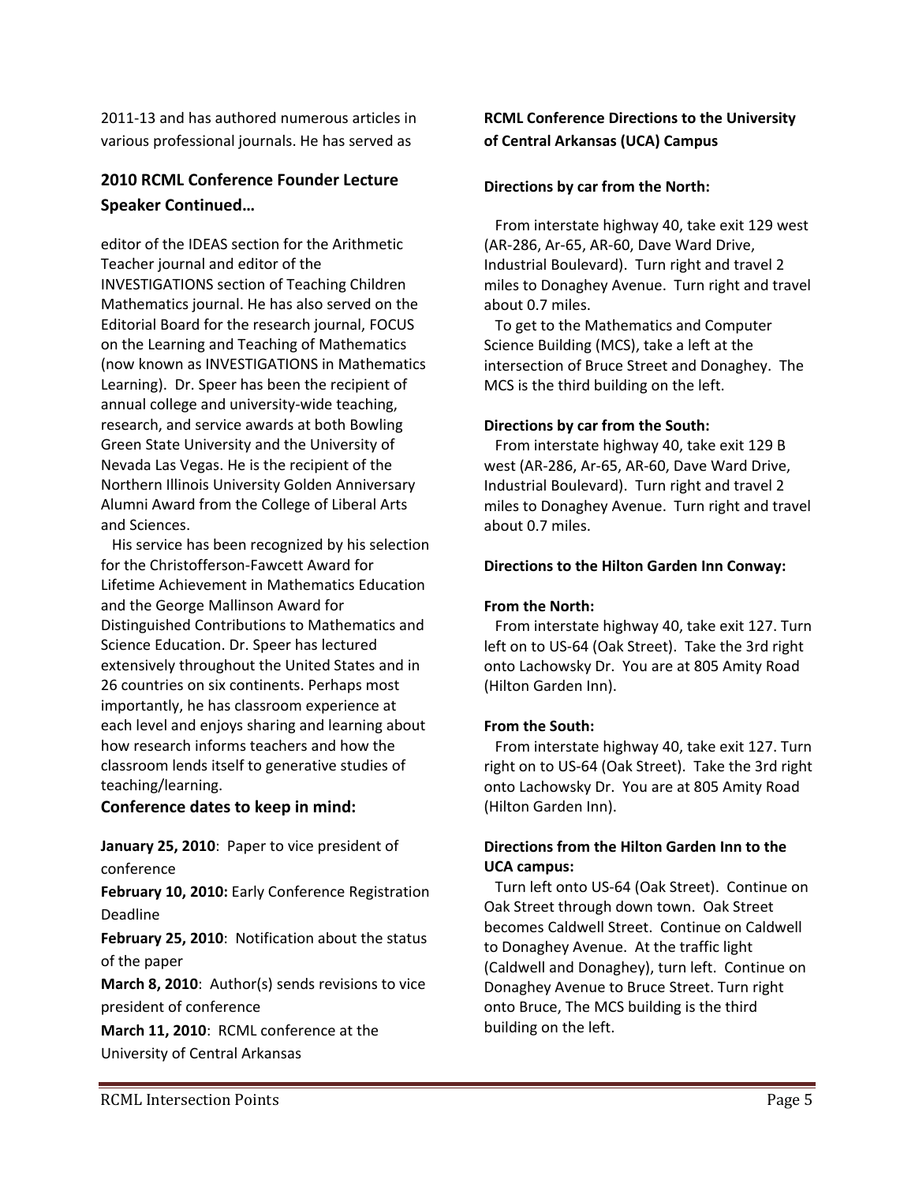2011-13 and has authored numerous articles in various professional journals. He has served as

## 2010 RCML Conference Founder Lecture Speaker Continued…

editor of the IDEAS section for the Arithmetic Teacher journal and editor of the INVESTIGATIONS section of Teaching Children Mathematics journal. He has also served on the Editorial Board for the research journal, FOCUS on the Learning and Teaching of Mathematics (now known as INVESTIGATIONS in Mathematics Learning). Dr. Speer has been the recipient of annual college and university-wide teaching, research, and service awards at both Bowling Green State University and the University of Nevada Las Vegas. He is the recipient of the Northern Illinois University Golden Anniversary Alumni Award from the College of Liberal Arts and Sciences.

His service has been recognized by his selection for the Christofferson-Fawcett Award for Lifetime Achievement in Mathematics Education and the George Mallinson Award for Distinguished Contributions to Mathematics and Science Education. Dr. Speer has lectured extensively throughout the United States and in 26 countries on six continents. Perhaps most importantly, he has classroom experience at each level and enjoys sharing and learning about how research informs teachers and how the classroom lends itself to generative studies of teaching/learning.

## Conference dates to keep in mind:

**January 25, 2010**: Paper to vice president of conference

**February 10, 2010:** Early Conference Registration Deadline

**February 25, 2010**: Notification about the status of the paper

**March 8, 2010**: Author(s) sends revisions to vice president of conference

**March 11, 2010**: RCML conference at the University of Central Arkansas

**RCML Conference Directions to the University of Central Arkansas (UCA) Campus**

**Directions by car from the North:**

From interstate highway 40, take exit 129 west (AR-286, Ar-65, AR-60, Dave Ward Drive, Industrial Boulevard). Turn right and travel 2 miles to Donaghey Avenue. Turn right and travel about 0.7 miles.

To get to the Mathematics and Computer Science Building (MCS), take a left at the intersection of Bruce Street and Donaghey. The MCS is the third building on the left.

**Directions by car from the South:**

From interstate highway 40, take exit 129 B west (AR-286, Ar-65, AR-60, Dave Ward Drive, Industrial Boulevard). Turn right and travel 2 miles to Donaghey Avenue. Turn right and travel about 0.7 miles.

**Directions to the Hilton Garden Inn Conway:**

**From the North:**

From interstate highway 40, take exit 127. Turn left on to US-64 (Oak Street). Take the 3rd right onto Lachowsky Dr. You are at 805 Amity Road (Hilton Garden Inn).

**From the South:**

From interstate highway 40, take exit 127. Turn right on to US-64 (Oak Street). Take the 3rd right onto Lachowsky Dr. You are at 805 Amity Road (Hilton Garden Inn).

**Directions from the Hilton Garden Inn to the UCA campus:**

Turn left onto US-64 (Oak Street). Continue on Oak Street through down town. Oak Street becomes Caldwell Street. Continue on Caldwell to Donaghey Avenue. At the traffic light (Caldwell and Donaghey), turn left. Continue on Donaghey Avenue to Bruce Street. Turn right onto Bruce, The MCS building is the third building on the left.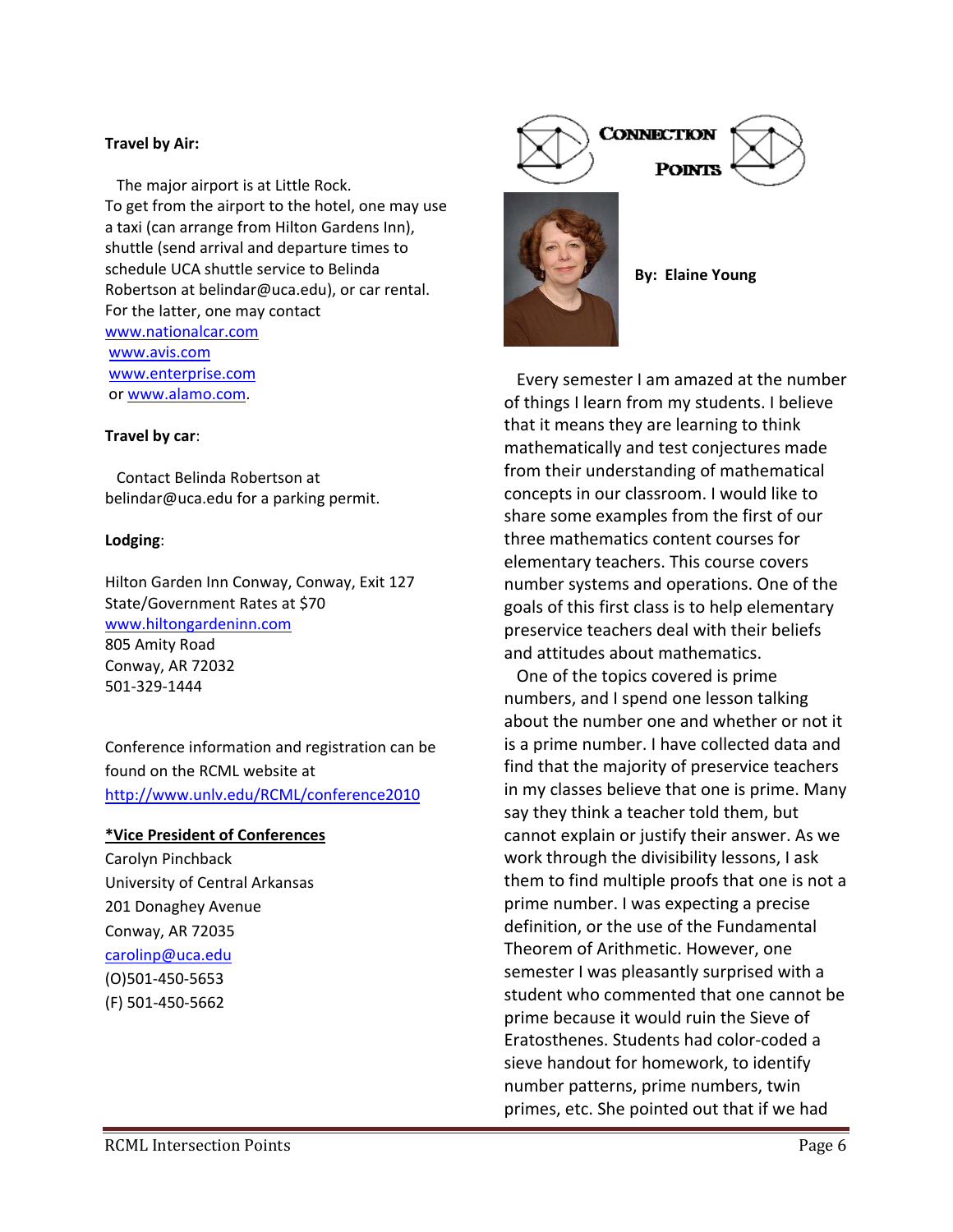**Travel by Air:**

The major airport is at Little Rock. To get from the airport to the hotel, one may use a taxi (can arrange from Hilton Gardens Inn), shuttle (send arrival and departure times to schedule UCA shuttle service to Belinda Robertson at belindar@uca.edu), or car rental. For the latter, one may contact
www.nationalcar.com
www.avis.com
www.enterprise.com
or www.alamo.com.

**Travel by car**:

Contact Belinda Robertson at belindar@uca.edu for a parking permit.

**Lodging**:

Hilton Garden Inn Conway, Conway, Exit 127
State/Government Rates at $70
www.hiltongardeninn.com
805 Amity Road
Conway, AR 72032
501-329-1444

Conference information and registration can be found on the RCML website at http://www.unlv.edu/RCML/conference2010

**\*Vice President of Conferences**
Carolyn Pinchback
University of Central Arkansas
201 Donaghey Avenue
Conway, AR 72035
carolinp@uca.edu
(O)501-450-5653
(F) 501-450-5662

# Connection Points

**By: Elaine Young**

Every semester I am amazed at the number of things I learn from my students. I believe that it means they are learning to think mathematically and test conjectures made from their understanding of mathematical concepts in our classroom. I would like to share some examples from the first of our three mathematics content courses for elementary teachers. This course covers number systems and operations. One of the goals of this first class is to help elementary preservice teachers deal with their beliefs and attitudes about mathematics.

One of the topics covered is prime numbers, and I spend one lesson talking about the number one and whether or not it is a prime number. I have collected data and find that the majority of preservice teachers in my classes believe that one is prime. Many say they think a teacher told them, but cannot explain or justify their answer. As we work through the divisibility lessons, I ask them to find multiple proofs that one is not a prime number. I was expecting a precise definition, or the use of the Fundamental Theorem of Arithmetic. However, one semester I was pleasantly surprised with a student who commented that one cannot be prime because it would ruin the Sieve of Eratosthenes. Students had color-coded a sieve handout for homework, to identify number patterns, prime numbers, twin primes, etc. She pointed out that if we had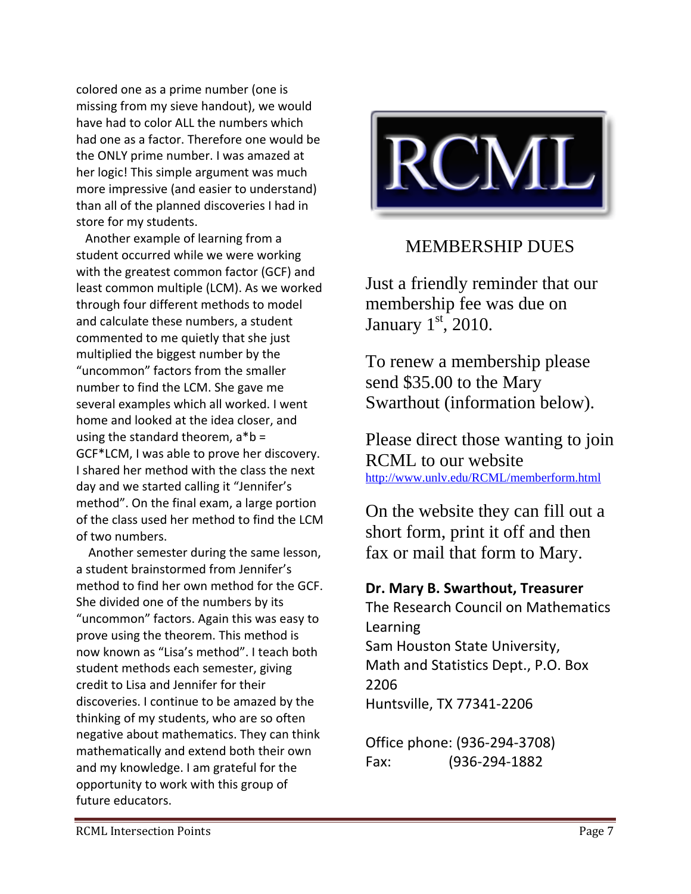colored one as a prime number (one is missing from my sieve handout), we would have had to color ALL the numbers which had one as a factor. Therefore one would be the ONLY prime number. I was amazed at her logic! This simple argument was much more impressive (and easier to understand) than all of the planned discoveries I had in store for my students.

Another example of learning from a student occurred while we were working with the greatest common factor (GCF) and least common multiple (LCM). As we worked through four different methods to model and calculate these numbers, a student commented to me quietly that she just multiplied the biggest number by the "uncommon" factors from the smaller number to find the LCM. She gave me several examples which all worked. I went home and looked at the idea closer, and using the standard theorem, a*b = GCF*LCM, I was able to prove her discovery. I shared her method with the class the next day and we started calling it "Jennifer's method". On the final exam, a large portion of the class used her method to find the LCM of two numbers.

Another semester during the same lesson, a student brainstormed from Jennifer's method to find her own method for the GCF. She divided one of the numbers by its "uncommon" factors. Again this was easy to prove using the theorem. This method is now known as "Lisa's method". I teach both student methods each semester, giving credit to Lisa and Jennifer for their discoveries. I continue to be amazed by the thinking of my students, who are so often negative about mathematics. They can think mathematically and extend both their own and my knowledge. I am grateful for the opportunity to work with this group of future educators.

RCML

## MEMBERSHIP DUES

Just a friendly reminder that our membership fee was due on January 1st, 2010.

To renew a membership please send $35.00 to the Mary Swarthout (information below).

Please direct those wanting to join RCML to our website http://www.unlv.edu/RCML/memberform.html

On the website they can fill out a short form, print it off and then fax or mail that form to Mary.

**Dr. Mary B. Swarthout, Treasurer**
The Research Council on Mathematics Learning
Sam Houston State University,
Math and Statistics Dept., P.O. Box 2206
Huntsville, TX 77341-2206

Office phone: (936-294-3708)
Fax: (936-294-1882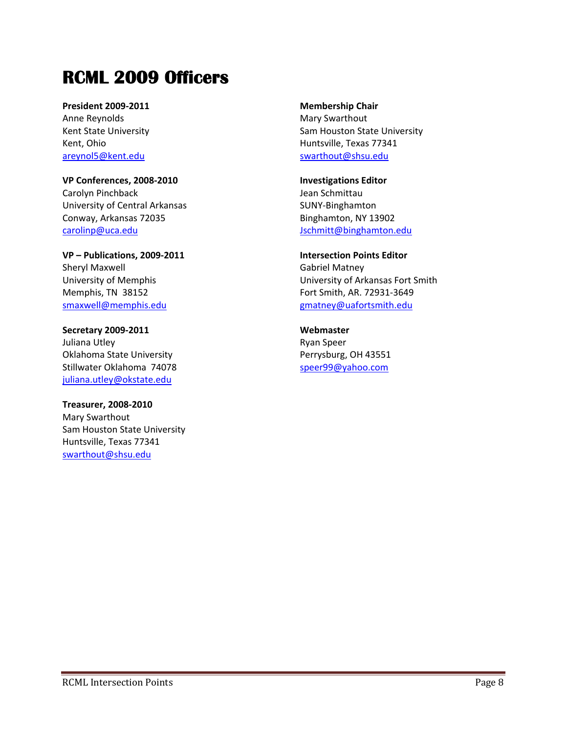# RCML 2009 Officers

**President 2009-2011**
Anne Reynolds
Kent State University
Kent, Ohio
areynol5@kent.edu

**VP Conferences, 2008-2010**
Carolyn Pinchback
University of Central Arkansas
Conway, Arkansas 72035
carolinp@uca.edu

**VP – Publications, 2009-2011**
Sheryl Maxwell
University of Memphis
Memphis, TN 38152
smaxwell@memphis.edu

**Secretary 2009-2011**
Juliana Utley
Oklahoma State University
Stillwater Oklahoma 74078
juliana.utley@okstate.edu

**Treasurer, 2008-2010**
Mary Swarthout
Sam Houston State University
Huntsville, Texas 77341
swarthout@shsu.edu

**Membership Chair**
Mary Swarthout
Sam Houston State University
Huntsville, Texas 77341
swarthout@shsu.edu

**Investigations Editor**
Jean Schmittau
SUNY-Binghamton
Binghamton, NY 13902
Jschmitt@binghamton.edu

**Intersection Points Editor**
Gabriel Matney
University of Arkansas Fort Smith
Fort Smith, AR. 72931-3649
gmatney@uafortsmith.edu

**Webmaster**
Ryan Speer
Perrysburg, OH 43551
speer99@yahoo.com